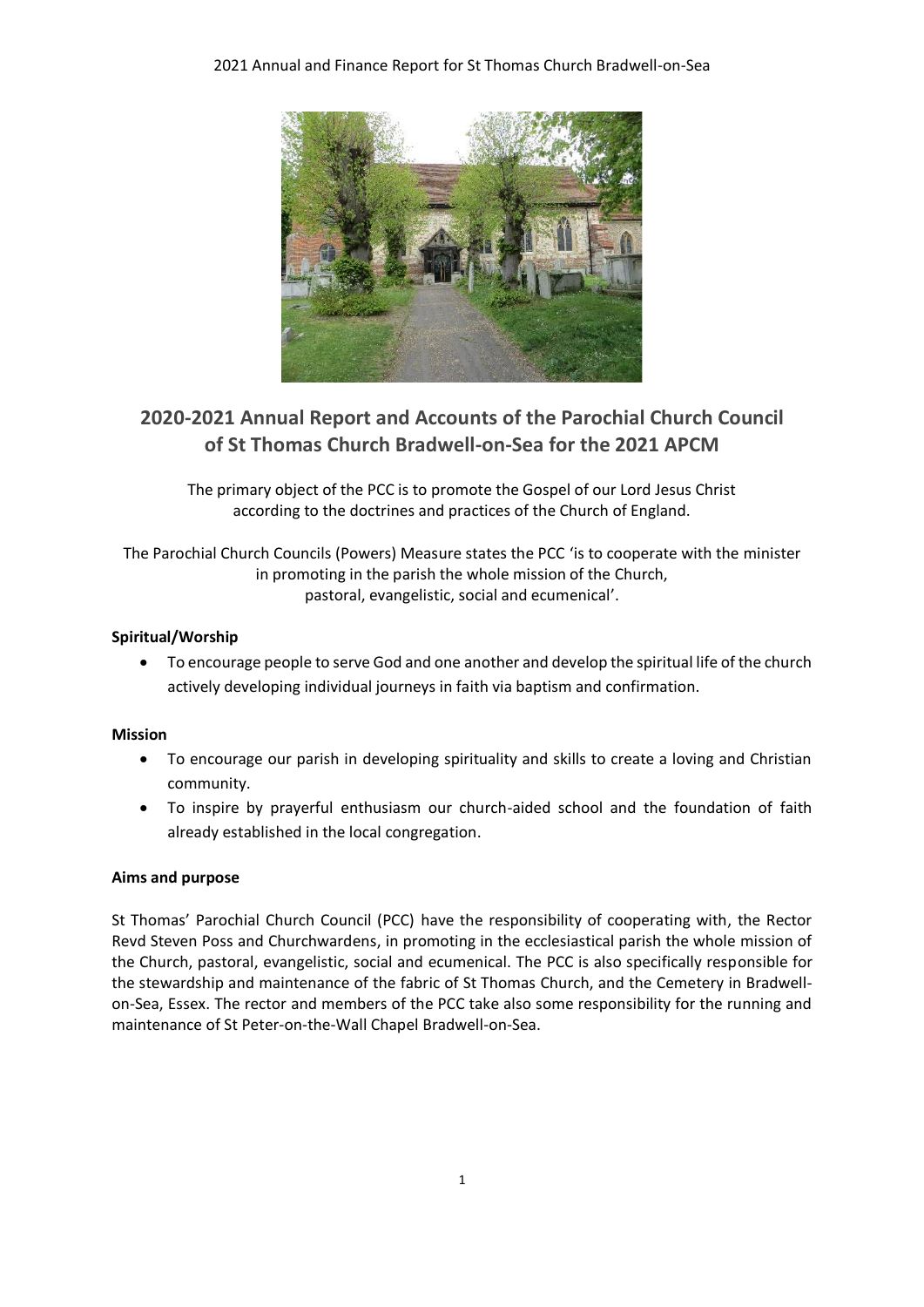# 2020-2021 Annual Report and Accounts of the Parochial Church Council of St Thomas Church Bradwell-on-Sea for the 2021 APCM

The primary object of the PCC is to promote the Gospel of our Lord Jesus Christ according to the doctrines and practices of the Church of England.

The Parochial Church Councils (Powers) Measure states the PCC 'is to cooperate with the minister in promoting in the parish the whole mission of the Church, pastoral, evangelistic, social and ecumenical'.

**Spiritual/Worship**

- To encourage people to serve God and one another and develop the spiritual life of the church actively developing individual journeys in faith via baptism and confirmation.

**Mission**

- To encourage our parish in developing spirituality and skills to create a loving and Christian community.
- To inspire by prayerful enthusiasm our church-aided school and the foundation of faith already established in the local congregation.

**Aims and purpose**

St Thomas' Parochial Church Council (PCC) have the responsibility of cooperating with, the Rector Revd Steven Poss and Churchwardens, in promoting in the ecclesiastical parish the whole mission of the Church, pastoral, evangelistic, social and ecumenical. The PCC is also specifically responsible for the stewardship and maintenance of the fabric of St Thomas Church, and the Cemetery in Bradwell-on-Sea, Essex. The rector and members of the PCC take also some responsibility for the running and maintenance of St Peter-on-the-Wall Chapel Bradwell-on-Sea.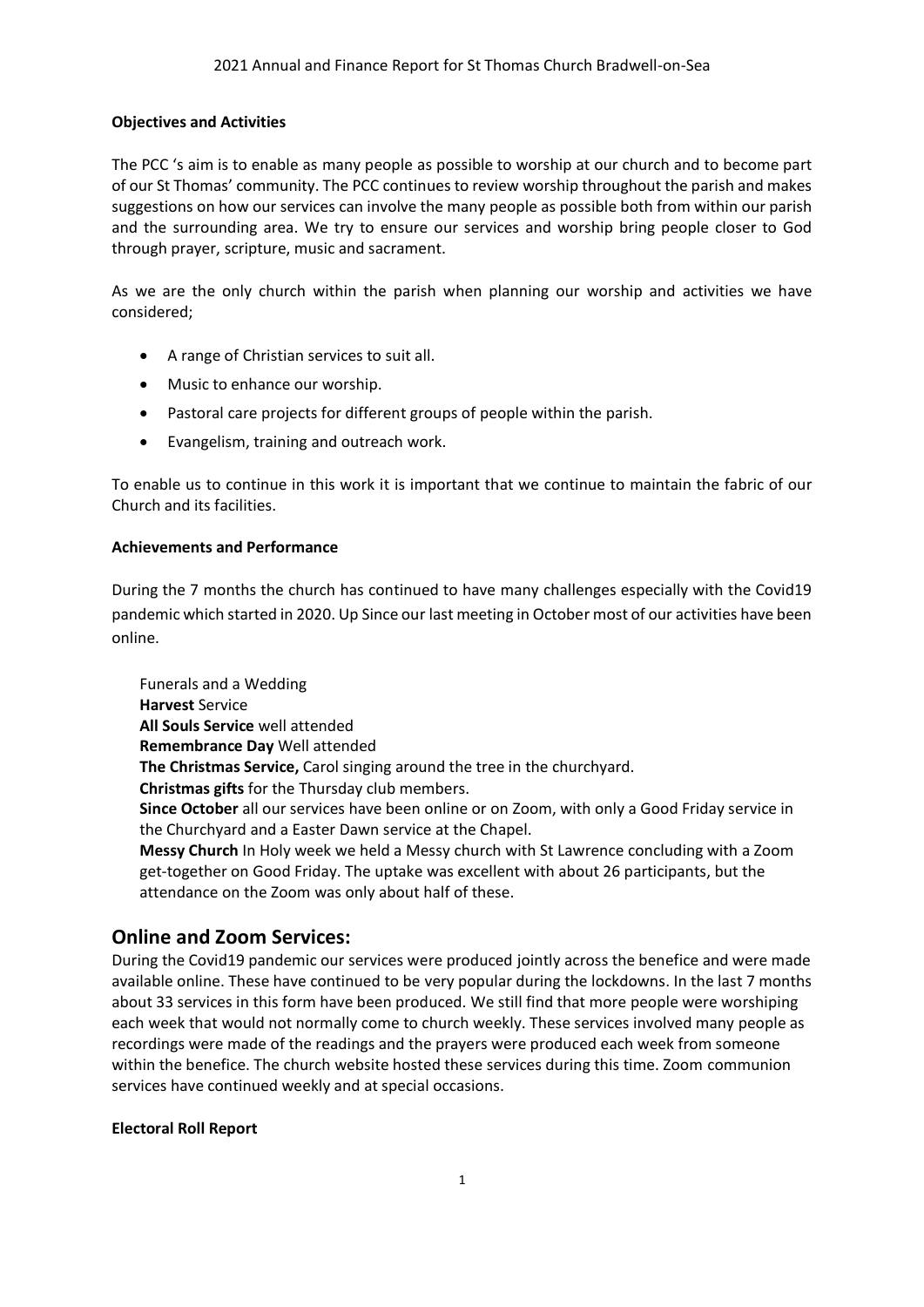**Objectives and Activities**

The PCC 's aim is to enable as many people as possible to worship at our church and to become part of our St Thomas' community. The PCC continues to review worship throughout the parish and makes suggestions on how our services can involve the many people as possible both from within our parish and the surrounding area. We try to ensure our services and worship bring people closer to God through prayer, scripture, music and sacrament.

As we are the only church within the parish when planning our worship and activities we have considered;

- A range of Christian services to suit all.
- Music to enhance our worship.
- Pastoral care projects for different groups of people within the parish.
- Evangelism, training and outreach work.

To enable us to continue in this work it is important that we continue to maintain the fabric of our Church and its facilities.

**Achievements and Performance**

During the 7 months the church has continued to have many challenges especially with the Covid19 pandemic which started in 2020. Up Since our last meeting in October most of our activities have been online.

Funerals and a Wedding
**Harvest** Service
**All Souls Service** well attended
**Remembrance Day** Well attended
**The Christmas Service,** Carol singing around the tree in the churchyard.
**Christmas gifts** for the Thursday club members.
**Since October** all our services have been online or on Zoom, with only a Good Friday service in the Churchyard and a Easter Dawn service at the Chapel.
**Messy Church** In Holy week we held a Messy church with St Lawrence concluding with a Zoom get-together on Good Friday. The uptake was excellent with about 26 participants, but the attendance on the Zoom was only about half of these.

## Online and Zoom Services:

During the Covid19 pandemic our services were produced jointly across the benefice and were made available online. These have continued to be very popular during the lockdowns. In the last 7 months about 33 services in this form have been produced. We still find that more people were worshiping each week that would not normally come to church weekly. These services involved many people as recordings were made of the readings and the prayers were produced each week from someone within the benefice. The church website hosted these services during this time. Zoom communion services have continued weekly and at special occasions.

**Electoral Roll Report**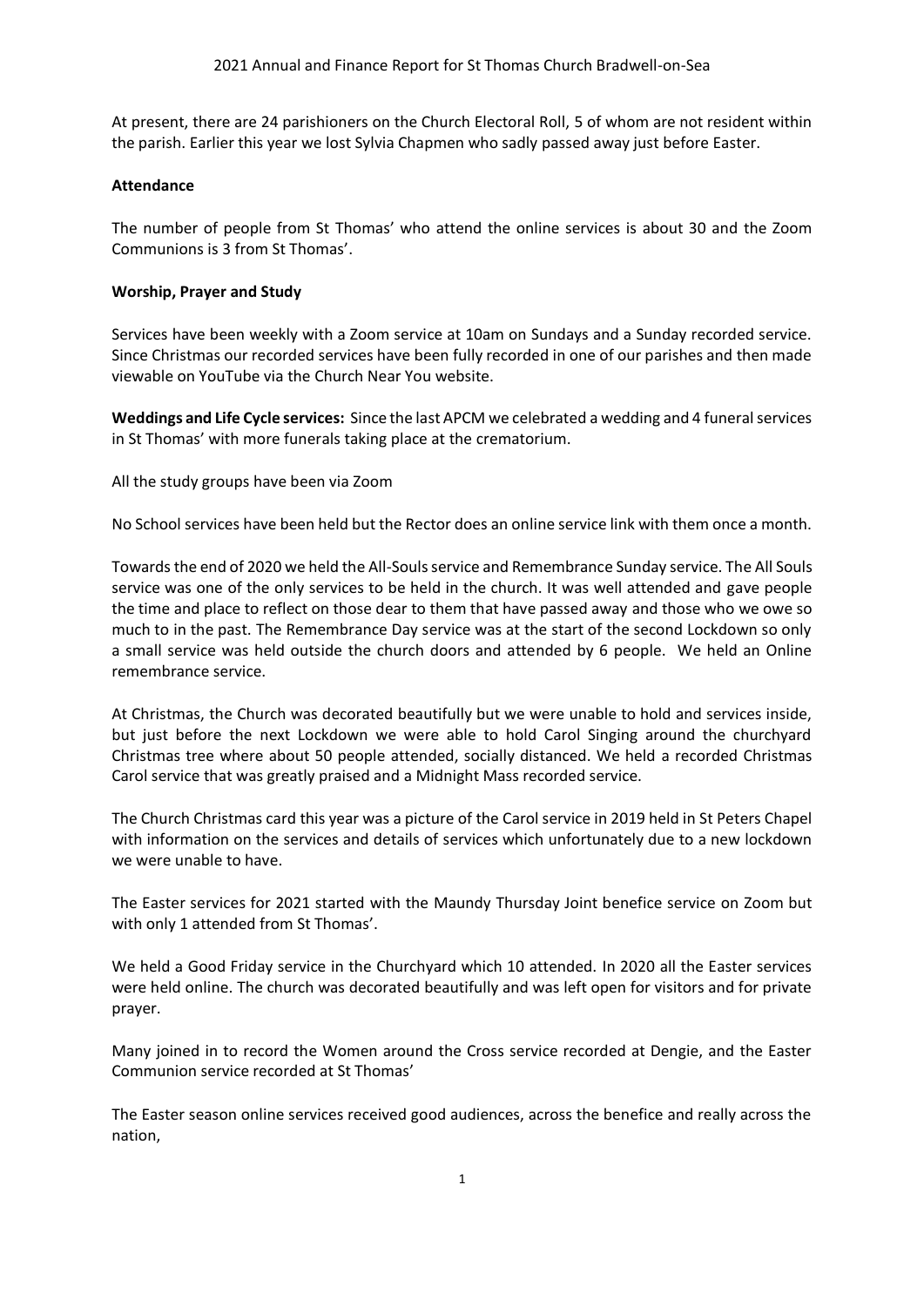At present, there are 24 parishioners on the Church Electoral Roll, 5 of whom are not resident within the parish. Earlier this year we lost Sylvia Chapmen who sadly passed away just before Easter.

**Attendance**

The number of people from St Thomas' who attend the online services is about 30 and the Zoom Communions is 3 from St Thomas'.

**Worship, Prayer and Study**

Services have been weekly with a Zoom service at 10am on Sundays and a Sunday recorded service. Since Christmas our recorded services have been fully recorded in one of our parishes and then made viewable on YouTube via the Church Near You website.

**Weddings and Life Cycle services:** Since the last APCM we celebrated a wedding and 4 funeral services in St Thomas' with more funerals taking place at the crematorium.

All the study groups have been via Zoom

No School services have been held but the Rector does an online service link with them once a month.

Towards the end of 2020 we held the All-Souls service and Remembrance Sunday service. The All Souls service was one of the only services to be held in the church. It was well attended and gave people the time and place to reflect on those dear to them that have passed away and those who we owe so much to in the past. The Remembrance Day service was at the start of the second Lockdown so only a small service was held outside the church doors and attended by 6 people. We held an Online remembrance service.

At Christmas, the Church was decorated beautifully but we were unable to hold and services inside, but just before the next Lockdown we were able to hold Carol Singing around the churchyard Christmas tree where about 50 people attended, socially distanced. We held a recorded Christmas Carol service that was greatly praised and a Midnight Mass recorded service.

The Church Christmas card this year was a picture of the Carol service in 2019 held in St Peters Chapel with information on the services and details of services which unfortunately due to a new lockdown we were unable to have.

The Easter services for 2021 started with the Maundy Thursday Joint benefice service on Zoom but with only 1 attended from St Thomas'.

We held a Good Friday service in the Churchyard which 10 attended. In 2020 all the Easter services were held online. The church was decorated beautifully and was left open for visitors and for private prayer.

Many joined in to record the Women around the Cross service recorded at Dengie, and the Easter Communion service recorded at St Thomas'

The Easter season online services received good audiences, across the benefice and really across the nation,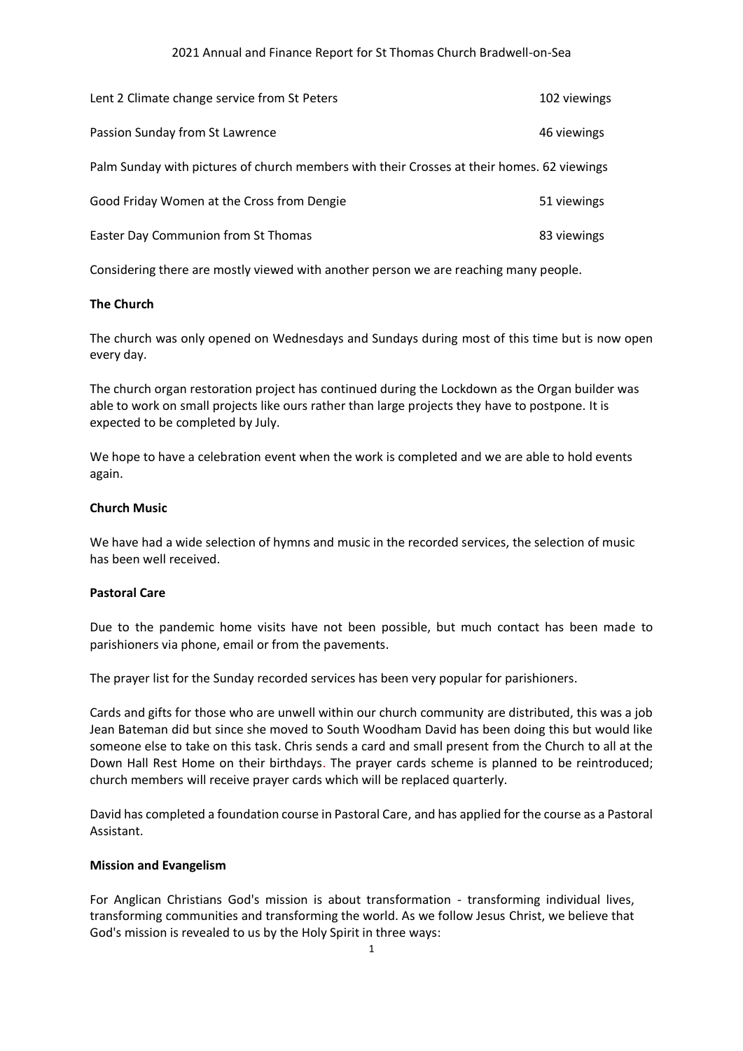| | |
|---|---|
| Lent 2 Climate change service from St Peters | 102 viewings |
| Passion Sunday from St Lawrence | 46 viewings |

Palm Sunday with pictures of church members with their Crosses at their homes. 62 viewings

| | |
|---|---|
| Good Friday Women at the Cross from Dengie | 51 viewings |
| Easter Day Communion from St Thomas | 83 viewings |

Considering there are mostly viewed with another person we are reaching many people.

**The Church**

The church was only opened on Wednesdays and Sundays during most of this time but is now open every day.

The church organ restoration project has continued during the Lockdown as the Organ builder was able to work on small projects like ours rather than large projects they have to postpone. It is expected to be completed by July.

We hope to have a celebration event when the work is completed and we are able to hold events again.

**Church Music**

We have had a wide selection of hymns and music in the recorded services, the selection of music has been well received.

**Pastoral Care**

Due to the pandemic home visits have not been possible, but much contact has been made to parishioners via phone, email or from the pavements.

The prayer list for the Sunday recorded services has been very popular for parishioners.

Cards and gifts for those who are unwell within our church community are distributed, this was a job Jean Bateman did but since she moved to South Woodham David has been doing this but would like someone else to take on this task. Chris sends a card and small present from the Church to all at the Down Hall Rest Home on their birthdays. The prayer cards scheme is planned to be reintroduced; church members will receive prayer cards which will be replaced quarterly.

David has completed a foundation course in Pastoral Care, and has applied for the course as a Pastoral Assistant.

**Mission and Evangelism**

For Anglican Christians God's mission is about transformation - transforming individual lives, transforming communities and transforming the world. As we follow Jesus Christ, we believe that God's mission is revealed to us by the Holy Spirit in three ways: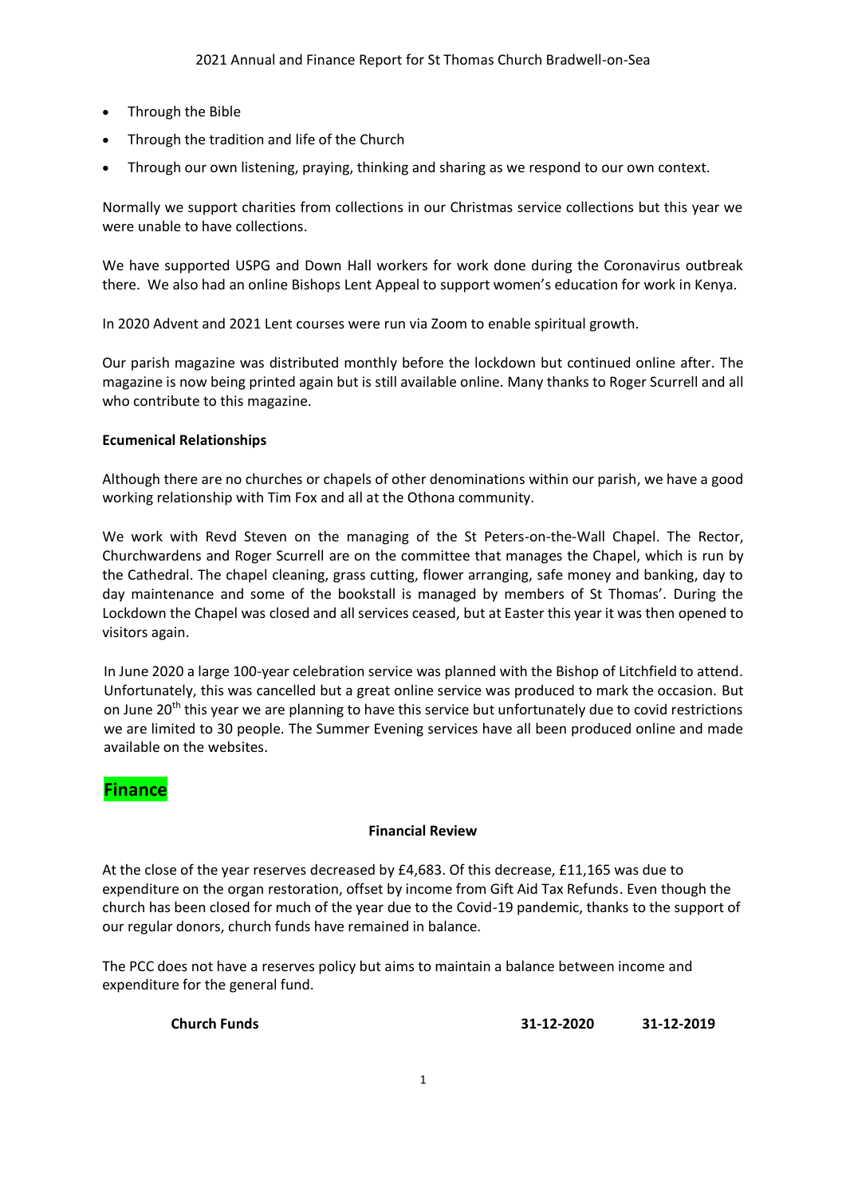- Through the Bible
- Through the tradition and life of the Church
- Through our own listening, praying, thinking and sharing as we respond to our own context.

Normally we support charities from collections in our Christmas service collections but this year we were unable to have collections.

We have supported USPG and Down Hall workers for work done during the Coronavirus outbreak there. We also had an online Bishops Lent Appeal to support women's education for work in Kenya.

In 2020 Advent and 2021 Lent courses were run via Zoom to enable spiritual growth.

Our parish magazine was distributed monthly before the lockdown but continued online after. The magazine is now being printed again but is still available online. Many thanks to Roger Scurrell and all who contribute to this magazine.

**Ecumenical Relationships**

Although there are no churches or chapels of other denominations within our parish, we have a good working relationship with Tim Fox and all at the Othona community.

We work with Revd Steven on the managing of the St Peters-on-the-Wall Chapel. The Rector, Churchwardens and Roger Scurrell are on the committee that manages the Chapel, which is run by the Cathedral. The chapel cleaning, grass cutting, flower arranging, safe money and banking, day to day maintenance and some of the bookstall is managed by members of St Thomas'. During the Lockdown the Chapel was closed and all services ceased, but at Easter this year it was then opened to visitors again.

In June 2020 a large 100-year celebration service was planned with the Bishop of Litchfield to attend. Unfortunately, this was cancelled but a great online service was produced to mark the occasion. But on June 20th this year we are planning to have this service but unfortunately due to covid restrictions we are limited to 30 people. The Summer Evening services have all been produced online and made available on the websites.

## Finance

**Financial Review**

At the close of the year reserves decreased by £4,683. Of this decrease, £11,165 was due to expenditure on the organ restoration, offset by income from Gift Aid Tax Refunds. Even though the church has been closed for much of the year due to the Covid-19 pandemic, thanks to the support of our regular donors, church funds have remained in balance.

The PCC does not have a reserves policy but aims to maintain a balance between income and expenditure for the general fund.

| **Church Funds** | **31-12-2020** | **31-12-2019** |
| --- | --- | --- |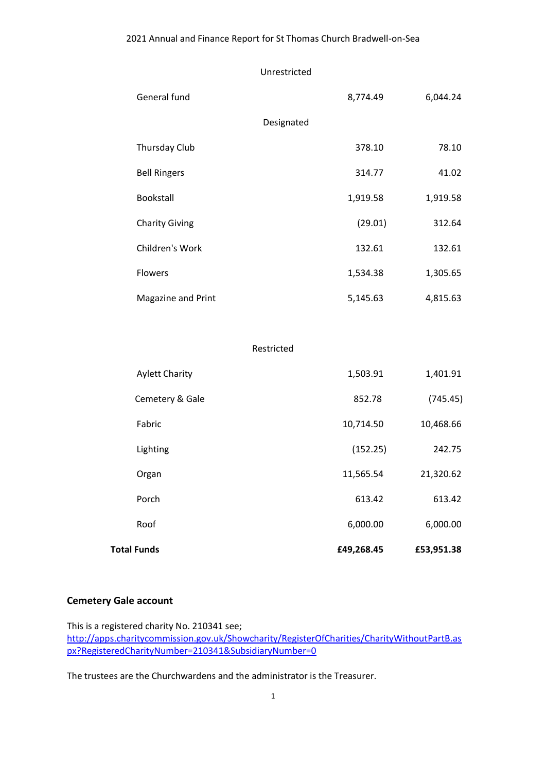| | | |
|---|---|---|
| **Unrestricted** | | |
| General fund | 8,774.49 | 6,044.24 |
| **Designated** | | |
| Thursday Club | 378.10 | 78.10 |
| Bell Ringers | 314.77 | 41.02 |
| Bookstall | 1,919.58 | 1,919.58 |
| Charity Giving | (29.01) | 312.64 |
| Children's Work | 132.61 | 132.61 |
| Flowers | 1,534.38 | 1,305.65 |
| Magazine and Print | 5,145.63 | 4,815.63 |
| **Restricted** | | |
| Aylett Charity | 1,503.91 | 1,401.91 |
| Cemetery & Gale | 852.78 | (745.45) |
| Fabric | 10,714.50 | 10,468.66 |
| Lighting | (152.25) | 242.75 |
| Organ | 11,565.54 | 21,320.62 |
| Porch | 613.42 | 613.42 |
| Roof | 6,000.00 | 6,000.00 |
| **Total Funds** | **£49,268.45** | **£53,951.38** |

## Cemetery Gale account

This is a registered charity No. 210341 see;
[http://apps.charitycommission.gov.uk/Showcharity/RegisterOfCharities/CharityWithoutPartB.aspx?RegisteredCharityNumber=210341&SubsidiaryNumber=0](http://apps.charitycommission.gov.uk/Showcharity/RegisterOfCharities/CharityWithoutPartB.aspx?RegisteredCharityNumber=210341&SubsidiaryNumber=0)

The trustees are the Churchwardens and the administrator is the Treasurer.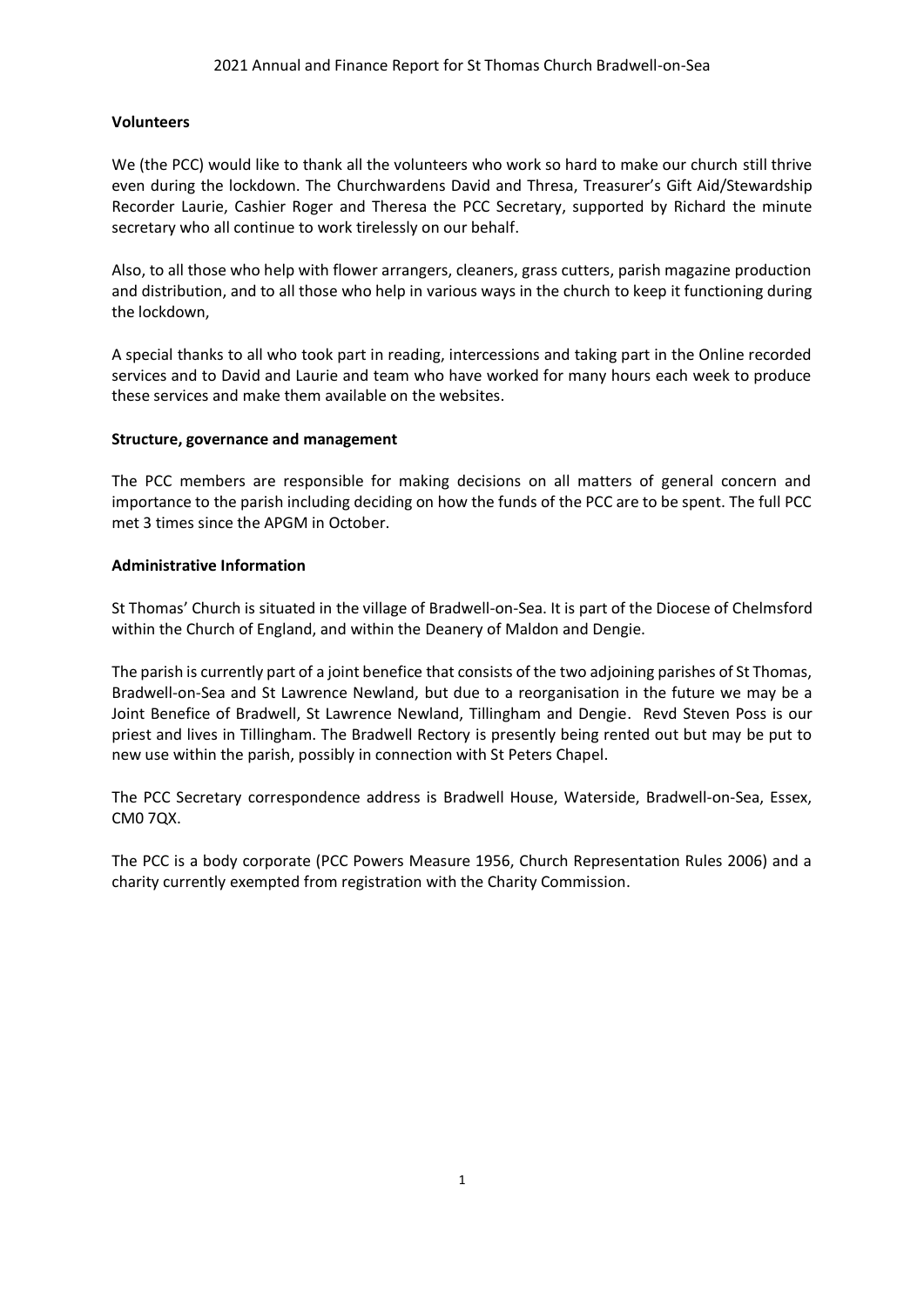### Volunteers

We (the PCC) would like to thank all the volunteers who work so hard to make our church still thrive even during the lockdown. The Churchwardens David and Thresa, Treasurer's Gift Aid/Stewardship Recorder Laurie, Cashier Roger and Theresa the PCC Secretary, supported by Richard the minute secretary who all continue to work tirelessly on our behalf.

Also, to all those who help with flower arrangers, cleaners, grass cutters, parish magazine production and distribution, and to all those who help in various ways in the church to keep it functioning during the lockdown,

A special thanks to all who took part in reading, intercessions and taking part in the Online recorded services and to David and Laurie and team who have worked for many hours each week to produce these services and make them available on the websites.

### Structure, governance and management

The PCC members are responsible for making decisions on all matters of general concern and importance to the parish including deciding on how the funds of the PCC are to be spent. The full PCC met 3 times since the APGM in October.

### Administrative Information

St Thomas' Church is situated in the village of Bradwell-on-Sea. It is part of the Diocese of Chelmsford within the Church of England, and within the Deanery of Maldon and Dengie.

The parish is currently part of a joint benefice that consists of the two adjoining parishes of St Thomas, Bradwell-on-Sea and St Lawrence Newland, but due to a reorganisation in the future we may be a Joint Benefice of Bradwell, St Lawrence Newland, Tillingham and Dengie. Revd Steven Poss is our priest and lives in Tillingham. The Bradwell Rectory is presently being rented out but may be put to new use within the parish, possibly in connection with St Peters Chapel.

The PCC Secretary correspondence address is Bradwell House, Waterside, Bradwell-on-Sea, Essex, CM0 7QX.

The PCC is a body corporate (PCC Powers Measure 1956, Church Representation Rules 2006) and a charity currently exempted from registration with the Charity Commission.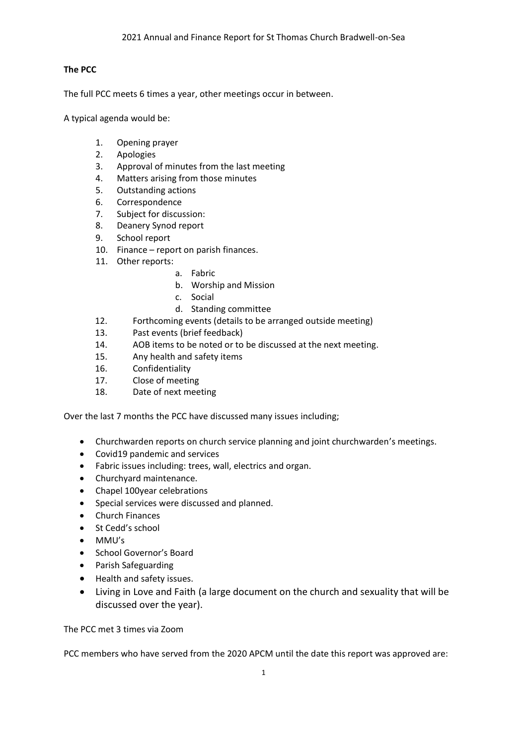**The PCC**

The full PCC meets 6 times a year, other meetings occur in between.

A typical agenda would be:

1. Opening prayer
2. Apologies
3. Approval of minutes from the last meeting
4. Matters arising from those minutes
5. Outstanding actions
6. Correspondence
7. Subject for discussion:
8. Deanery Synod report
9. School report
10. Finance – report on parish finances.
11. Other reports:
    a. Fabric
    b. Worship and Mission
    c. Social
    d. Standing committee
12. Forthcoming events (details to be arranged outside meeting)
13. Past events (brief feedback)
14. AOB items to be noted or to be discussed at the next meeting.
15. Any health and safety items
16. Confidentiality
17. Close of meeting
18. Date of next meeting

Over the last 7 months the PCC have discussed many issues including;

- Churchwarden reports on church service planning and joint churchwarden's meetings.
- Covid19 pandemic and services
- Fabric issues including: trees, wall, electrics and organ.
- Churchyard maintenance.
- Chapel 100year celebrations
- Special services were discussed and planned.
- Church Finances
- St Cedd's school
- MMU's
- School Governor's Board
- Parish Safeguarding
- Health and safety issues.
- Living in Love and Faith (a large document on the church and sexuality that will be discussed over the year).

The PCC met 3 times via Zoom

PCC members who have served from the 2020 APCM until the date this report was approved are: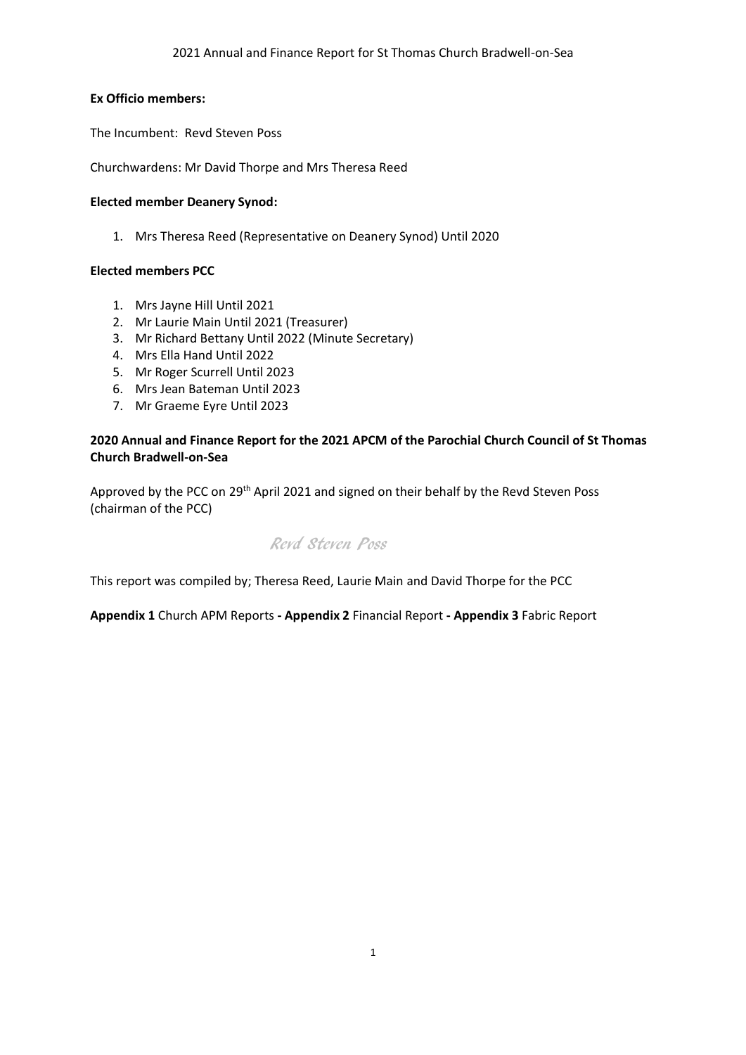**Ex Officio members:**

The Incumbent: Revd Steven Poss

Churchwardens: Mr David Thorpe and Mrs Theresa Reed

**Elected member Deanery Synod:**

1. Mrs Theresa Reed (Representative on Deanery Synod) Until 2020

**Elected members PCC**

1. Mrs Jayne Hill Until 2021
2. Mr Laurie Main Until 2021 (Treasurer)
3. Mr Richard Bettany Until 2022 (Minute Secretary)
4. Mrs Ella Hand Until 2022
5. Mr Roger Scurrell Until 2023
6. Mrs Jean Bateman Until 2023
7. Mr Graeme Eyre Until 2023

**2020 Annual and Finance Report for the 2021 APCM of the Parochial Church Council of St Thomas Church Bradwell-on-Sea**

Approved by the PCC on 29th April 2021 and signed on their behalf by the Revd Steven Poss (chairman of the PCC)

*Revd Steven Poss*

This report was compiled by; Theresa Reed, Laurie Main and David Thorpe for the PCC

**Appendix 1** Church APM Reports **- Appendix 2** Financial Report **- Appendix 3** Fabric Report